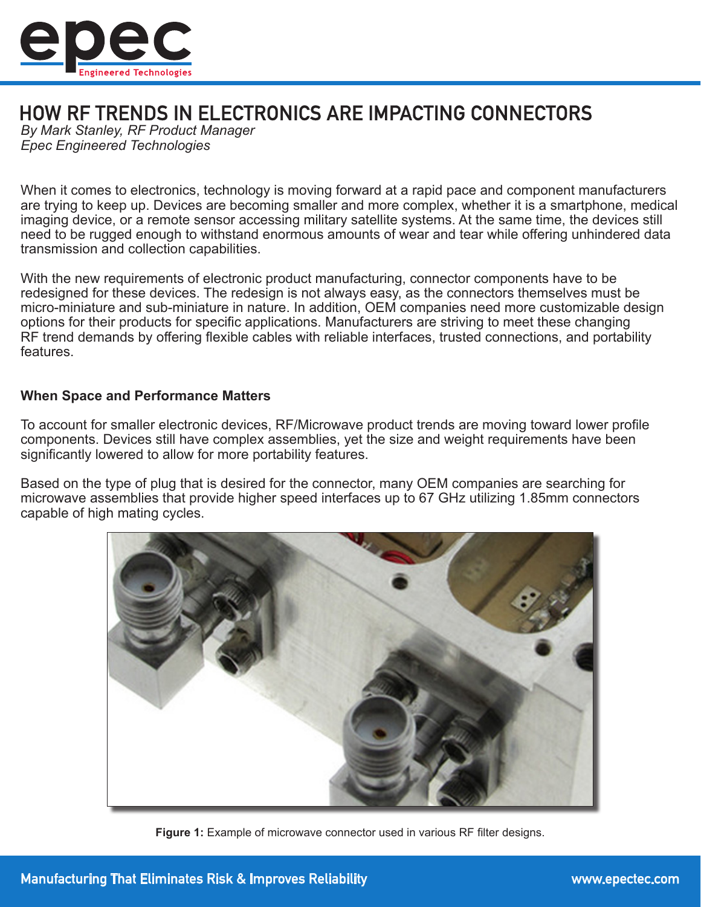# HOW RF TRENDS IN ELECTRONICS ARE IMPACTING CONNECTORS

*By Mark Stanley, RF Product Manager*
*Epec Engineered Technologies*

When it comes to electronics, technology is moving forward at a rapid pace and component manufacturers are trying to keep up. Devices are becoming smaller and more complex, whether it is a smartphone, medical imaging device, or a remote sensor accessing military satellite systems. At the same time, the devices still need to be rugged enough to withstand enormous amounts of wear and tear while offering unhindered data transmission and collection capabilities.

With the new requirements of electronic product manufacturing, connector components have to be redesigned for these devices. The redesign is not always easy, as the connectors themselves must be micro-miniature and sub-miniature in nature. In addition, OEM companies need more customizable design options for their products for specific applications. Manufacturers are striving to meet these changing RF trend demands by offering flexible cables with reliable interfaces, trusted connections, and portability features.

**When Space and Performance Matters**

To account for smaller electronic devices, RF/Microwave product trends are moving toward lower profile components. Devices still have complex assemblies, yet the size and weight requirements have been significantly lowered to allow for more portability features.

Based on the type of plug that is desired for the connector, many OEM companies are searching for microwave assemblies that provide higher speed interfaces up to 67 GHz utilizing 1.85mm connectors capable of high mating cycles.

**Figure 1:** Example of microwave connector used in various RF filter designs.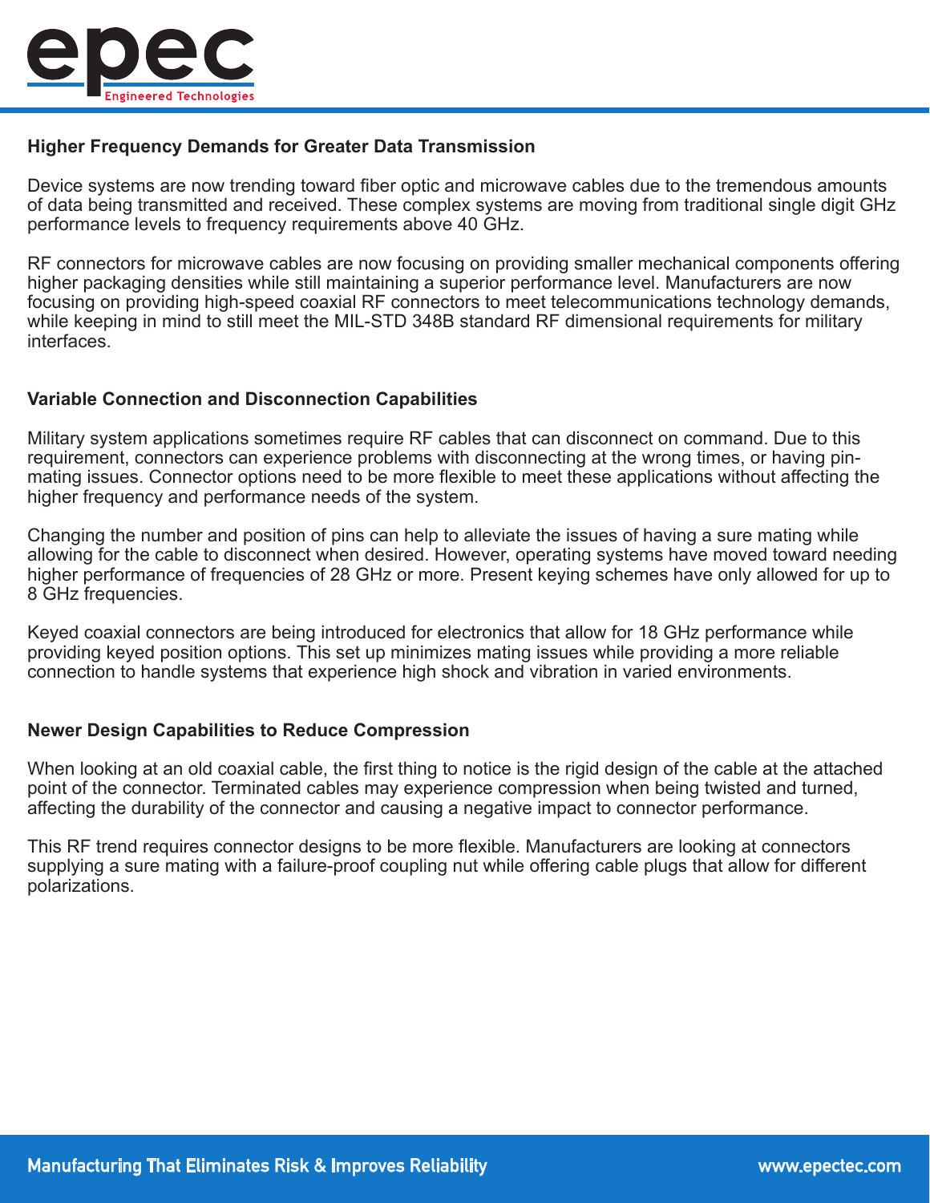## Higher Frequency Demands for Greater Data Transmission

Device systems are now trending toward fiber optic and microwave cables due to the tremendous amounts of data being transmitted and received. These complex systems are moving from traditional single digit GHz performance levels to frequency requirements above 40 GHz.

RF connectors for microwave cables are now focusing on providing smaller mechanical components offering higher packaging densities while still maintaining a superior performance level. Manufacturers are now focusing on providing high-speed coaxial RF connectors to meet telecommunications technology demands, while keeping in mind to still meet the MIL-STD 348B standard RF dimensional requirements for military interfaces.

## Variable Connection and Disconnection Capabilities

Military system applications sometimes require RF cables that can disconnect on command. Due to this requirement, connectors can experience problems with disconnecting at the wrong times, or having pin-mating issues. Connector options need to be more flexible to meet these applications without affecting the higher frequency and performance needs of the system.

Changing the number and position of pins can help to alleviate the issues of having a sure mating while allowing for the cable to disconnect when desired. However, operating systems have moved toward needing higher performance of frequencies of 28 GHz or more. Present keying schemes have only allowed for up to 8 GHz frequencies.

Keyed coaxial connectors are being introduced for electronics that allow for 18 GHz performance while providing keyed position options. This set up minimizes mating issues while providing a more reliable connection to handle systems that experience high shock and vibration in varied environments.

## Newer Design Capabilities to Reduce Compression

When looking at an old coaxial cable, the first thing to notice is the rigid design of the cable at the attached point of the connector. Terminated cables may experience compression when being twisted and turned, affecting the durability of the connector and causing a negative impact to connector performance.

This RF trend requires connector designs to be more flexible. Manufacturers are looking at connectors supplying a sure mating with a failure-proof coupling nut while offering cable plugs that allow for different polarizations.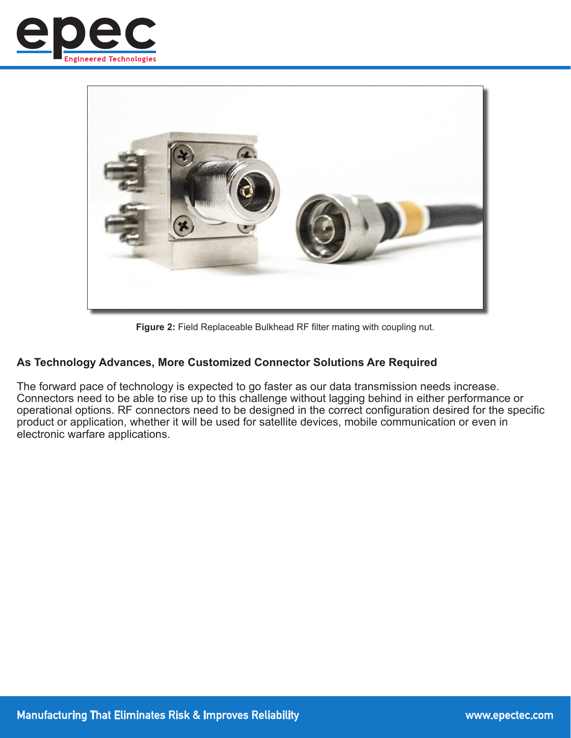**Figure 2:** Field Replaceable Bulkhead RF filter mating with coupling nut.

### As Technology Advances, More Customized Connector Solutions Are Required

The forward pace of technology is expected to go faster as our data transmission needs increase. Connectors need to be able to rise up to this challenge without lagging behind in either performance or operational options. RF connectors need to be designed in the correct configuration desired for the specific product or application, whether it will be used for satellite devices, mobile communication or even in electronic warfare applications.